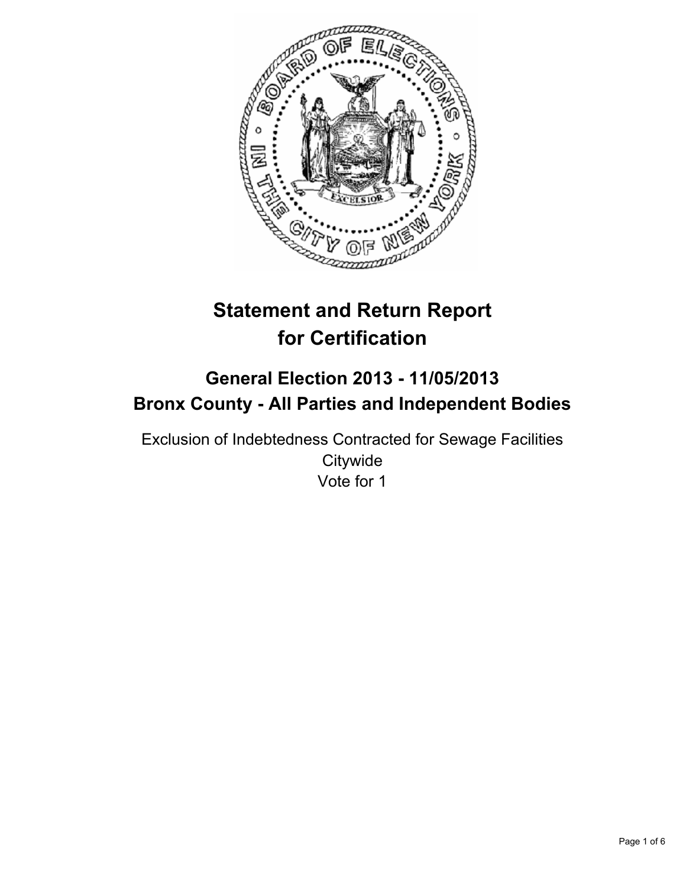# Statement and Return Report for Certification

## General Election 2013 - 11/05/2013
## Bronx County - All Parties and Independent Bodies

Exclusion of Indebtedness Contracted for Sewage Facilities
Citywide
Vote for 1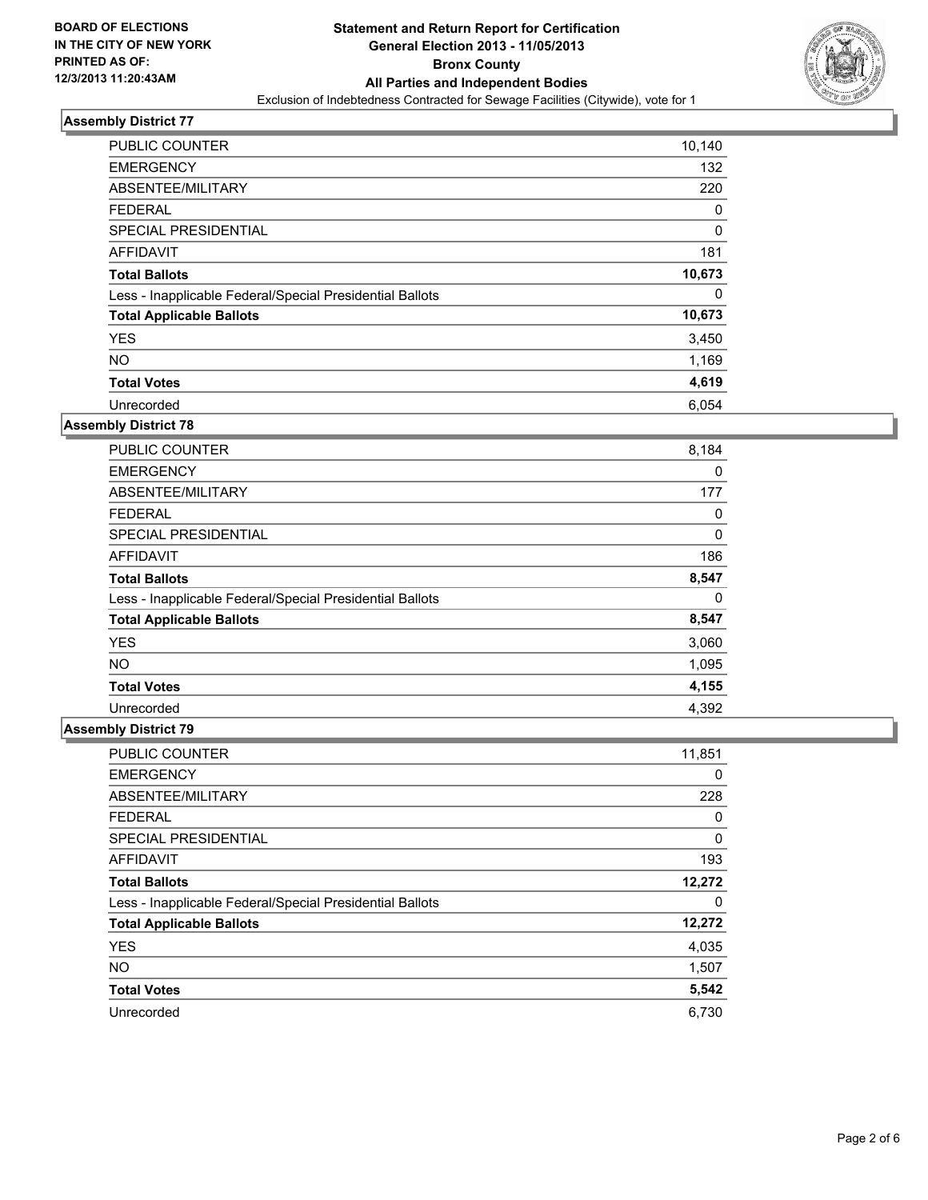BOARD OF ELECTIONS
IN THE CITY OF NEW YORK
PRINTED AS OF:
12/3/2013 11:20:43AM

**Statement and Return Report for Certification**
**General Election 2013 - 11/05/2013**
**Bronx County**
**All Parties and Independent Bodies**
Exclusion of Indebtedness Contracted for Sewage Facilities (Citywide), vote for 1

### Assembly District 77

| | |
|---|---|
| PUBLIC COUNTER | 10,140 |
| EMERGENCY | 132 |
| ABSENTEE/MILITARY | 220 |
| FEDERAL | 0 |
| SPECIAL PRESIDENTIAL | 0 |
| AFFIDAVIT | 181 |
| **Total Ballots** | **10,673** |
| Less - Inapplicable Federal/Special Presidential Ballots | 0 |
| **Total Applicable Ballots** | **10,673** |
| YES | 3,450 |
| NO | 1,169 |
| **Total Votes** | **4,619** |
| Unrecorded | 6,054 |

### Assembly District 78

| | |
|---|---|
| PUBLIC COUNTER | 8,184 |
| EMERGENCY | 0 |
| ABSENTEE/MILITARY | 177 |
| FEDERAL | 0 |
| SPECIAL PRESIDENTIAL | 0 |
| AFFIDAVIT | 186 |
| **Total Ballots** | **8,547** |
| Less - Inapplicable Federal/Special Presidential Ballots | 0 |
| **Total Applicable Ballots** | **8,547** |
| YES | 3,060 |
| NO | 1,095 |
| **Total Votes** | **4,155** |
| Unrecorded | 4,392 |

### Assembly District 79

| | |
|---|---|
| PUBLIC COUNTER | 11,851 |
| EMERGENCY | 0 |
| ABSENTEE/MILITARY | 228 |
| FEDERAL | 0 |
| SPECIAL PRESIDENTIAL | 0 |
| AFFIDAVIT | 193 |
| **Total Ballots** | **12,272** |
| Less - Inapplicable Federal/Special Presidential Ballots | 0 |
| **Total Applicable Ballots** | **12,272** |
| YES | 4,035 |
| NO | 1,507 |
| **Total Votes** | **5,542** |
| Unrecorded | 6,730 |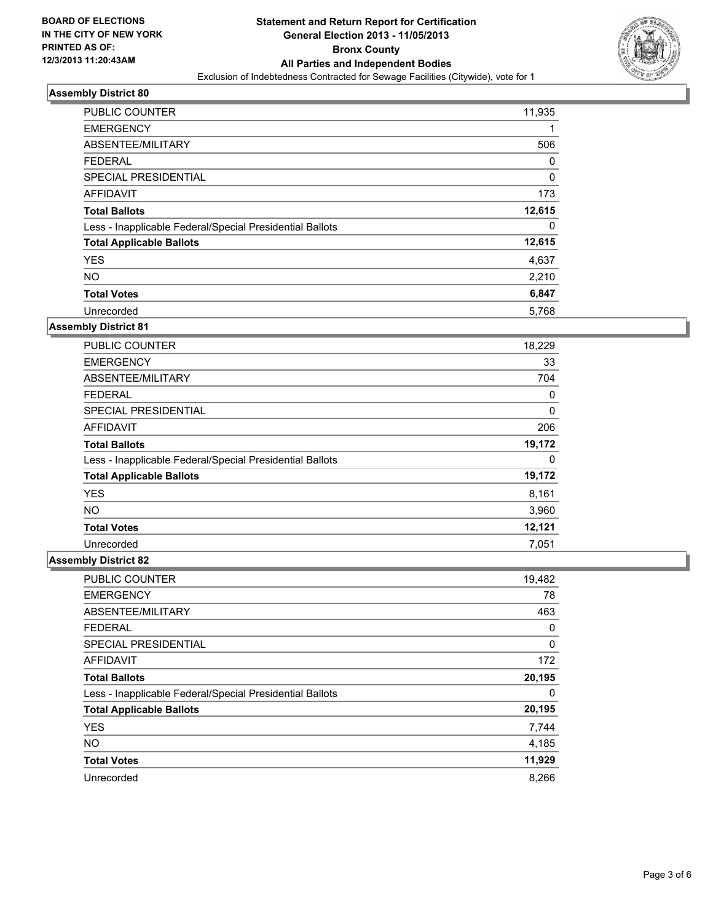BOARD OF ELECTIONS
IN THE CITY OF NEW YORK
PRINTED AS OF:
12/3/2013 11:20:43AM

**Statement and Return Report for Certification**
**General Election 2013 - 11/05/2013**
**Bronx County**
**All Parties and Independent Bodies**
Exclusion of Indebtedness Contracted for Sewage Facilities (Citywide), vote for 1

### Assembly District 80

| | |
|---|---|
| PUBLIC COUNTER | 11,935 |
| EMERGENCY | 1 |
| ABSENTEE/MILITARY | 506 |
| FEDERAL | 0 |
| SPECIAL PRESIDENTIAL | 0 |
| AFFIDAVIT | 173 |
| **Total Ballots** | **12,615** |
| Less - Inapplicable Federal/Special Presidential Ballots | 0 |
| **Total Applicable Ballots** | **12,615** |
| YES | 4,637 |
| NO | 2,210 |
| **Total Votes** | **6,847** |
| Unrecorded | 5,768 |

### Assembly District 81

| | |
|---|---|
| PUBLIC COUNTER | 18,229 |
| EMERGENCY | 33 |
| ABSENTEE/MILITARY | 704 |
| FEDERAL | 0 |
| SPECIAL PRESIDENTIAL | 0 |
| AFFIDAVIT | 206 |
| **Total Ballots** | **19,172** |
| Less - Inapplicable Federal/Special Presidential Ballots | 0 |
| **Total Applicable Ballots** | **19,172** |
| YES | 8,161 |
| NO | 3,960 |
| **Total Votes** | **12,121** |
| Unrecorded | 7,051 |

### Assembly District 82

| | |
|---|---|
| PUBLIC COUNTER | 19,482 |
| EMERGENCY | 78 |
| ABSENTEE/MILITARY | 463 |
| FEDERAL | 0 |
| SPECIAL PRESIDENTIAL | 0 |
| AFFIDAVIT | 172 |
| **Total Ballots** | **20,195** |
| Less - Inapplicable Federal/Special Presidential Ballots | 0 |
| **Total Applicable Ballots** | **20,195** |
| YES | 7,744 |
| NO | 4,185 |
| **Total Votes** | **11,929** |
| Unrecorded | 8,266 |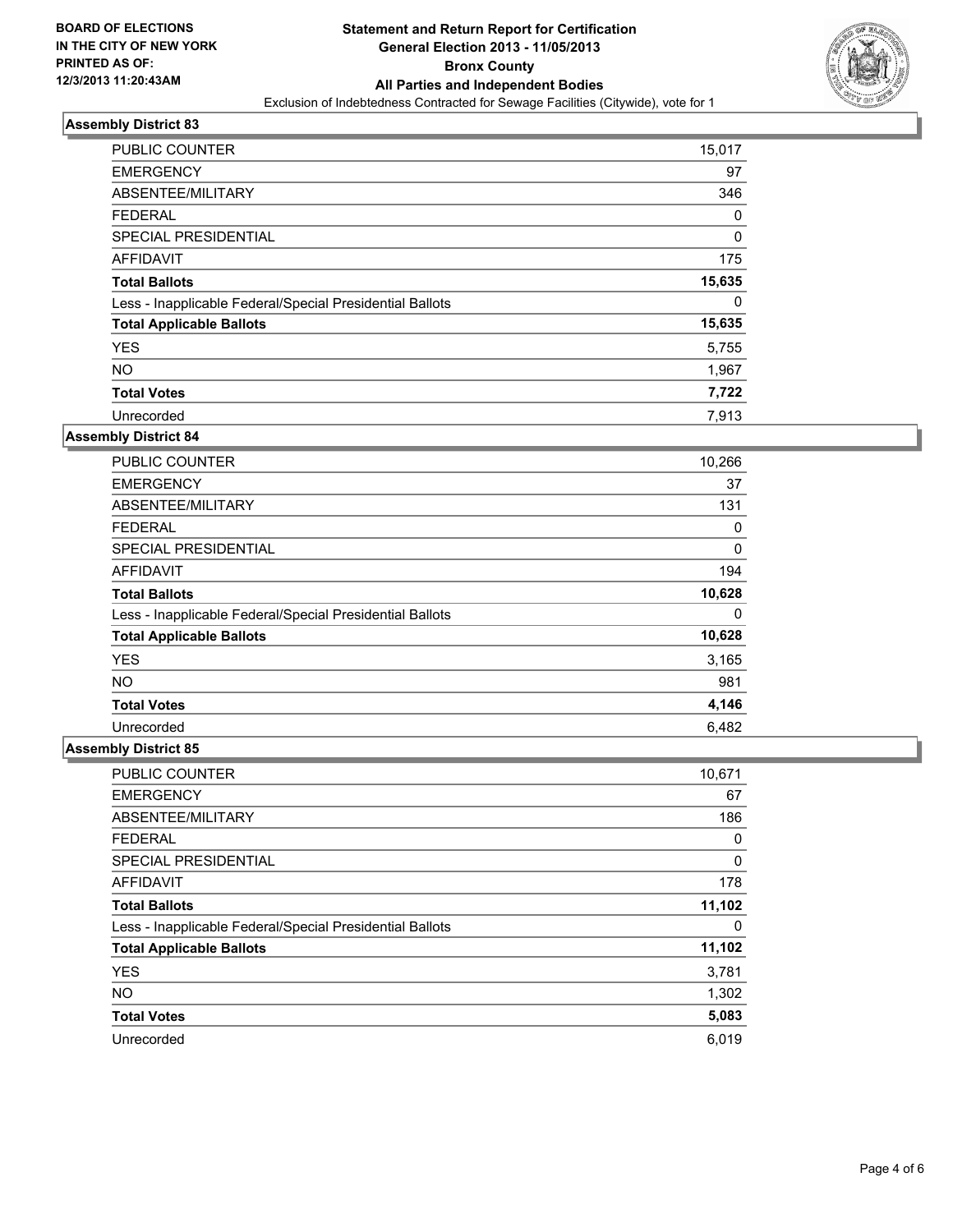BOARD OF ELECTIONS
IN THE CITY OF NEW YORK
PRINTED AS OF:
12/3/2013 11:20:43AM

**Statement and Return Report for Certification**
**General Election 2013 - 11/05/2013**
**Bronx County**
**All Parties and Independent Bodies**
Exclusion of Indebtedness Contracted for Sewage Facilities (Citywide), vote for 1

### Assembly District 83

| | |
|---|---|
| PUBLIC COUNTER | 15,017 |
| EMERGENCY | 97 |
| ABSENTEE/MILITARY | 346 |
| FEDERAL | 0 |
| SPECIAL PRESIDENTIAL | 0 |
| AFFIDAVIT | 175 |
| **Total Ballots** | **15,635** |
| Less - Inapplicable Federal/Special Presidential Ballots | 0 |
| **Total Applicable Ballots** | **15,635** |
| YES | 5,755 |
| NO | 1,967 |
| **Total Votes** | **7,722** |
| Unrecorded | 7,913 |

### Assembly District 84

| | |
|---|---|
| PUBLIC COUNTER | 10,266 |
| EMERGENCY | 37 |
| ABSENTEE/MILITARY | 131 |
| FEDERAL | 0 |
| SPECIAL PRESIDENTIAL | 0 |
| AFFIDAVIT | 194 |
| **Total Ballots** | **10,628** |
| Less - Inapplicable Federal/Special Presidential Ballots | 0 |
| **Total Applicable Ballots** | **10,628** |
| YES | 3,165 |
| NO | 981 |
| **Total Votes** | **4,146** |
| Unrecorded | 6,482 |

### Assembly District 85

| | |
|---|---|
| PUBLIC COUNTER | 10,671 |
| EMERGENCY | 67 |
| ABSENTEE/MILITARY | 186 |
| FEDERAL | 0 |
| SPECIAL PRESIDENTIAL | 0 |
| AFFIDAVIT | 178 |
| **Total Ballots** | **11,102** |
| Less - Inapplicable Federal/Special Presidential Ballots | 0 |
| **Total Applicable Ballots** | **11,102** |
| YES | 3,781 |
| NO | 1,302 |
| **Total Votes** | **5,083** |
| Unrecorded | 6,019 |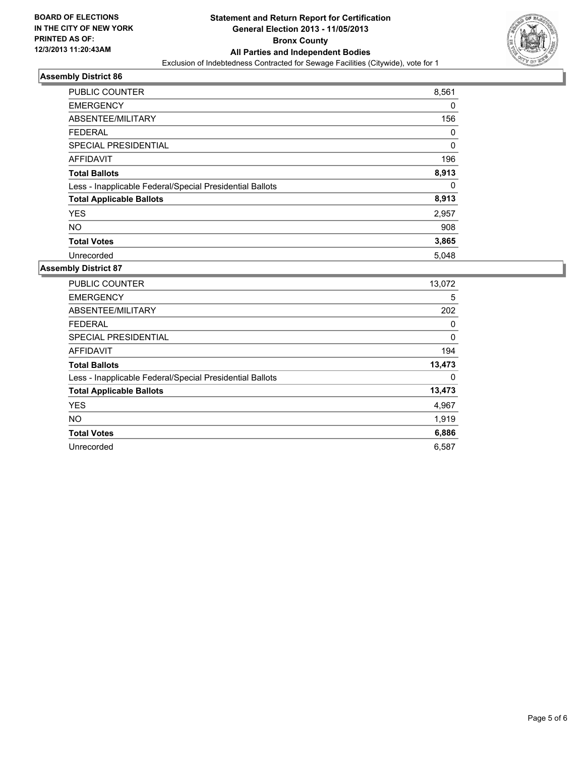BOARD OF ELECTIONS
IN THE CITY OF NEW YORK
PRINTED AS OF:
12/3/2013 11:20:43AM

**Statement and Return Report for Certification**
**General Election 2013 - 11/05/2013**
**Bronx County**
**All Parties and Independent Bodies**
Exclusion of Indebtedness Contracted for Sewage Facilities (Citywide), vote for 1

### Assembly District 86

| | |
|---|---|
| PUBLIC COUNTER | 8,561 |
| EMERGENCY | 0 |
| ABSENTEE/MILITARY | 156 |
| FEDERAL | 0 |
| SPECIAL PRESIDENTIAL | 0 |
| AFFIDAVIT | 196 |
| **Total Ballots** | **8,913** |
| Less - Inapplicable Federal/Special Presidential Ballots | 0 |
| **Total Applicable Ballots** | **8,913** |
| YES | 2,957 |
| NO | 908 |
| **Total Votes** | **3,865** |
| Unrecorded | 5,048 |

### Assembly District 87

| | |
|---|---|
| PUBLIC COUNTER | 13,072 |
| EMERGENCY | 5 |
| ABSENTEE/MILITARY | 202 |
| FEDERAL | 0 |
| SPECIAL PRESIDENTIAL | 0 |
| AFFIDAVIT | 194 |
| **Total Ballots** | **13,473** |
| Less - Inapplicable Federal/Special Presidential Ballots | 0 |
| **Total Applicable Ballots** | **13,473** |
| YES | 4,967 |
| NO | 1,919 |
| **Total Votes** | **6,886** |
| Unrecorded | 6,587 |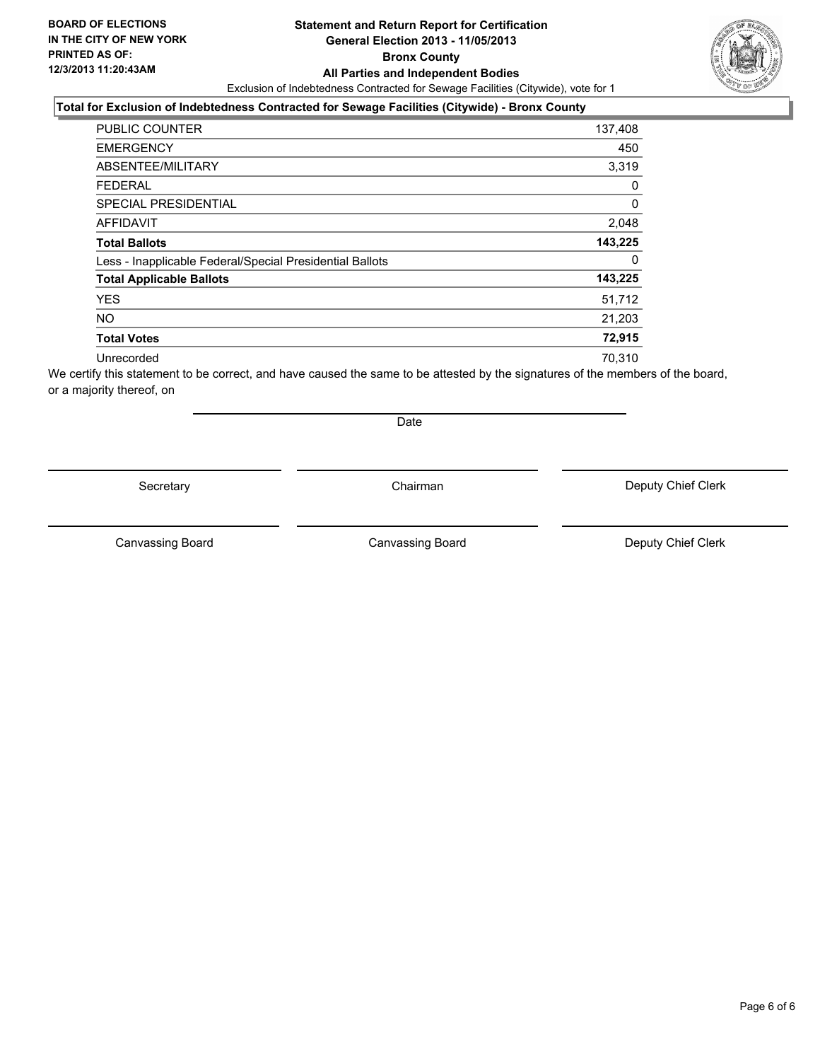**BOARD OF ELECTIONS IN THE CITY OF NEW YORK PRINTED AS OF: 12/3/2013 11:20:43AM**

**Statement and Return Report for Certification General Election 2013 - 11/05/2013 Bronx County All Parties and Independent Bodies**

Exclusion of Indebtedness Contracted for Sewage Facilities (Citywide), vote for 1

**Total for Exclusion of Indebtedness Contracted for Sewage Facilities (Citywide) - Bronx County**

| | |
|---|---|
| PUBLIC COUNTER | 137,408 |
| EMERGENCY | 450 |
| ABSENTEE/MILITARY | 3,319 |
| FEDERAL | 0 |
| SPECIAL PRESIDENTIAL | 0 |
| AFFIDAVIT | 2,048 |
| **Total Ballots** | **143,225** |
| Less - Inapplicable Federal/Special Presidential Ballots | 0 |
| **Total Applicable Ballots** | **143,225** |
| YES | 51,712 |
| NO | 21,203 |
| **Total Votes** | **72,915** |
| Unrecorded | 70,310 |

We certify this statement to be correct, and have caused the same to be attested by the signatures of the members of the board, or a majority thereof, on

Date

Secretary | Chairman | Deputy Chief Clerk

Canvassing Board | Canvassing Board | Deputy Chief Clerk